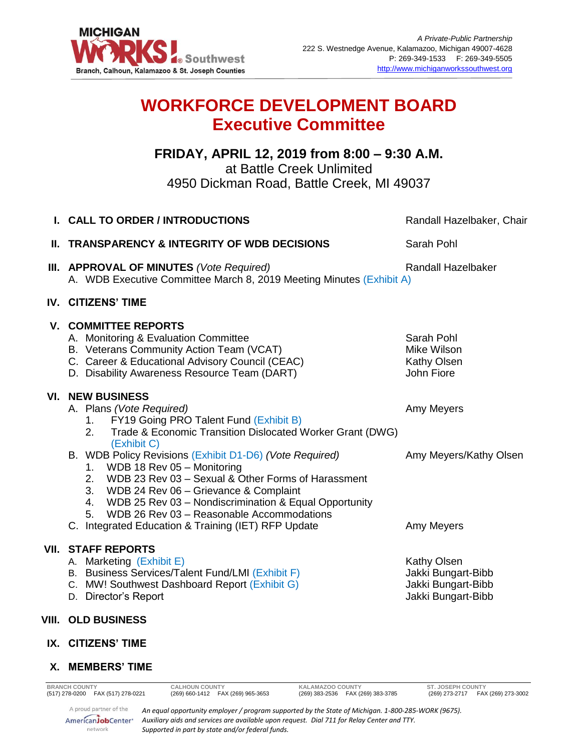MICHIGAN WORKS! Southwest
Branch, Calhoun, Kalamazoo & St. Joseph Counties

*A Private-Public Partnership*
222 S. Westnedge Avenue, Kalamazoo, Michigan 49007-4628
P: 269-349-1533 F: 269-349-5505
http://www.michiganworkssouthwest.org

# WORKFORCE DEVELOPMENT BOARD
## Executive Committee

**FRIDAY, APRIL 12, 2019 from 8:00 – 9:30 A.M.**
at Battle Creek Unlimited
4950 Dickman Road, Battle Creek, MI 49037

**I. CALL TO ORDER / INTRODUCTIONS** — Randall Hazelbaker, Chair

**II. TRANSPARENCY & INTEGRITY OF WDB DECISIONS** — Sarah Pohl

**III. APPROVAL OF MINUTES** *(Vote Required)* — Randall Hazelbaker
A. WDB Executive Committee March 8, 2019 Meeting Minutes (Exhibit A)

**IV. CITIZENS' TIME**

**V. COMMITTEE REPORTS**
A. Monitoring & Evaluation Committee — Sarah Pohl
B. Veterans Community Action Team (VCAT) — Mike Wilson
C. Career & Educational Advisory Council (CEAC) — Kathy Olsen
D. Disability Awareness Resource Team (DART) — John Fiore

**VI. NEW BUSINESS**
A. Plans *(Vote Required)* — Amy Meyers
1. FY19 Going PRO Talent Fund (Exhibit B)
2. Trade & Economic Transition Dislocated Worker Grant (DWG) (Exhibit C)

B. WDB Policy Revisions (Exhibit D1-D6) *(Vote Required)* — Amy Meyers/Kathy Olsen
1. WDB 18 Rev 05 – Monitoring
2. WDB 23 Rev 03 – Sexual & Other Forms of Harassment
3. WDB 24 Rev 06 – Grievance & Complaint
4. WDB 25 Rev 03 – Nondiscrimination & Equal Opportunity
5. WDB 26 Rev 03 – Reasonable Accommodations

C. Integrated Education & Training (IET) RFP Update — Amy Meyers

**VII. STAFF REPORTS**
A. Marketing (Exhibit E) — Kathy Olsen
B. Business Services/Talent Fund/LMI (Exhibit F) — Jakki Bungart-Bibb
C. MW! Southwest Dashboard Report (Exhibit G) — Jakki Bungart-Bibb
D. Director's Report — Jakki Bungart-Bibb

**VIII. OLD BUSINESS**

**IX. CITIZENS' TIME**

**X. MEMBERS' TIME**

| BRANCH COUNTY | CALHOUN COUNTY | KALAMAZOO COUNTY | ST. JOSEPH COUNTY |
|---|---|---|---|
| (517) 278-0200 FAX (517) 278-0221 | (269) 660-1412 FAX (269) 965-3653 | (269) 383-2536 FAX (269) 383-3785 | (269) 273-2717 FAX (269) 273-3002 |

A proud partner of the AmericanJobCenter network

*An equal opportunity employer / program supported by the State of Michigan. 1-800-285-WORK (9675). Auxiliary aids and services are available upon request. Dial 711 for Relay Center and TTY. Supported in part by state and/or federal funds.*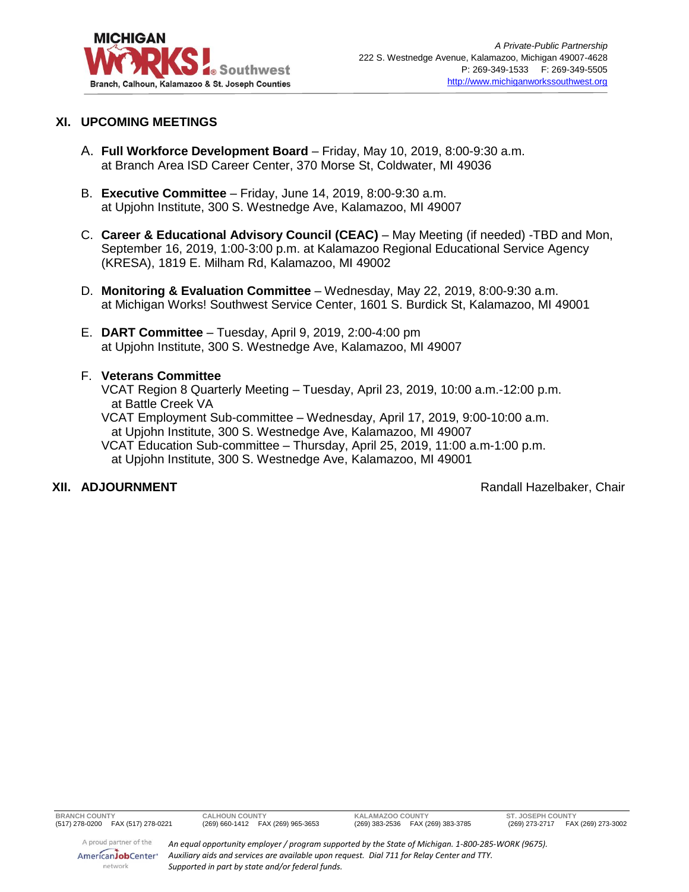## XI. UPCOMING MEETINGS

A. **Full Workforce Development Board** – Friday, May 10, 2019, 8:00-9:30 a.m. at Branch Area ISD Career Center, 370 Morse St, Coldwater, MI 49036

B. **Executive Committee** – Friday, June 14, 2019, 8:00-9:30 a.m. at Upjohn Institute, 300 S. Westnedge Ave, Kalamazoo, MI 49007

C. **Career & Educational Advisory Council (CEAC)** – May Meeting (if needed) -TBD and Mon, September 16, 2019, 1:00-3:00 p.m. at Kalamazoo Regional Educational Service Agency (KRESA), 1819 E. Milham Rd, Kalamazoo, MI 49002

D. **Monitoring & Evaluation Committee** – Wednesday, May 22, 2019, 8:00-9:30 a.m. at Michigan Works! Southwest Service Center, 1601 S. Burdick St, Kalamazoo, MI 49001

E. **DART Committee** – Tuesday, April 9, 2019, 2:00-4:00 pm at Upjohn Institute, 300 S. Westnedge Ave, Kalamazoo, MI 49007

F. **Veterans Committee**
VCAT Region 8 Quarterly Meeting – Tuesday, April 23, 2019, 10:00 a.m.-12:00 p.m. at Battle Creek VA
VCAT Employment Sub-committee – Wednesday, April 17, 2019, 9:00-10:00 a.m. at Upjohn Institute, 300 S. Westnedge Ave, Kalamazoo, MI 49007
VCAT Education Sub-committee – Thursday, April 25, 2019, 11:00 a.m-1:00 p.m. at Upjohn Institute, 300 S. Westnedge Ave, Kalamazoo, MI 49001

## XII. ADJOURNMENT

Randall Hazelbaker, Chair